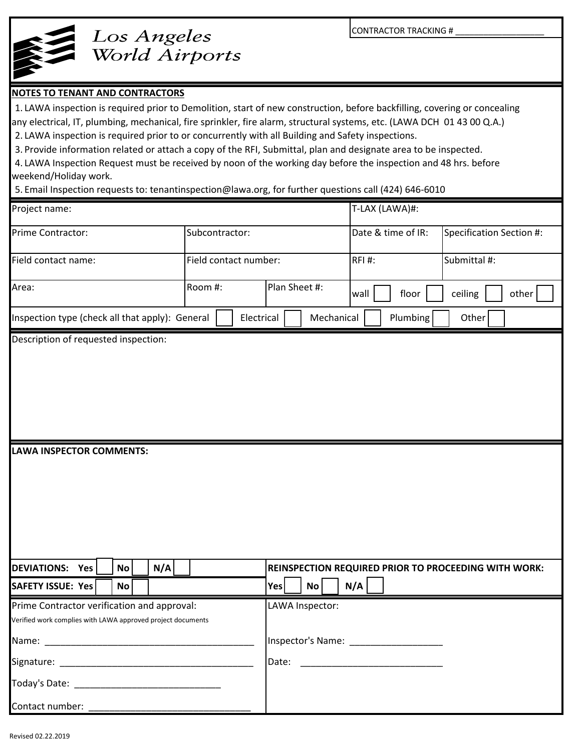Los Angeles World Airports

CONTRACTOR TRACKING # ___________________

**NOTES TO TENANT AND CONTRACTORS**

1. LAWA inspection is required prior to Demolition, start of new construction, before backfilling, covering or concealing any electrical, IT, plumbing, mechanical, fire sprinkler, fire alarm, structural systems, etc. (LAWA DCH 01 43 00 Q.A.)
2. LAWA inspection is required prior to or concurrently with all Building and Safety inspections.
3. Provide information related or attach a copy of the RFI, Submittal, plan and designate area to be inspected.
4. LAWA Inspection Request must be received by noon of the working day before the inspection and 48 hrs. before weekend/Holiday work.
5. Email Inspection requests to: tenantinspection@lawa.org, for further questions call (424) 646-6010

| | | | | |
|---|---|---|---|---|
| Project name: | | | T-LAX (LAWA)#: | |
| Prime Contractor: | Subcontractor: | | Date & time of IR: | Specification Section #: |
| Field contact name: | Field contact number: | | RFI #: | Submittal #: |
| Area: | Room #: | Plan Sheet #: | wall ☐ floor ☐ | ceiling ☐ other ☐ |

Inspection type (check all that apply): General ☐ Electrical ☐ Mechanical ☐ Plumbing ☐ Other ☐

Description of requested inspection:

**LAWA INSPECTOR COMMENTS:**

**DEVIATIONS:** **Yes** ☐ **No** ☐ **N/A** ☐

**REINSPECTION REQUIRED PRIOR TO PROCEEDING WITH WORK:** **Yes** ☐ **No** ☐ **N/A** ☐

**SAFETY ISSUE:** **Yes** ☐ **No** ☐

Prime Contractor verification and approval:

Verified work complies with LAWA approved project documents

Name: ___________________________________________

Signature: ________________________________________

Today's Date: ______________________________

Contact number: ________________________________

LAWA Inspector:

Inspector's Name: ___________________

Date: ____________________________

Revised 02.22.2019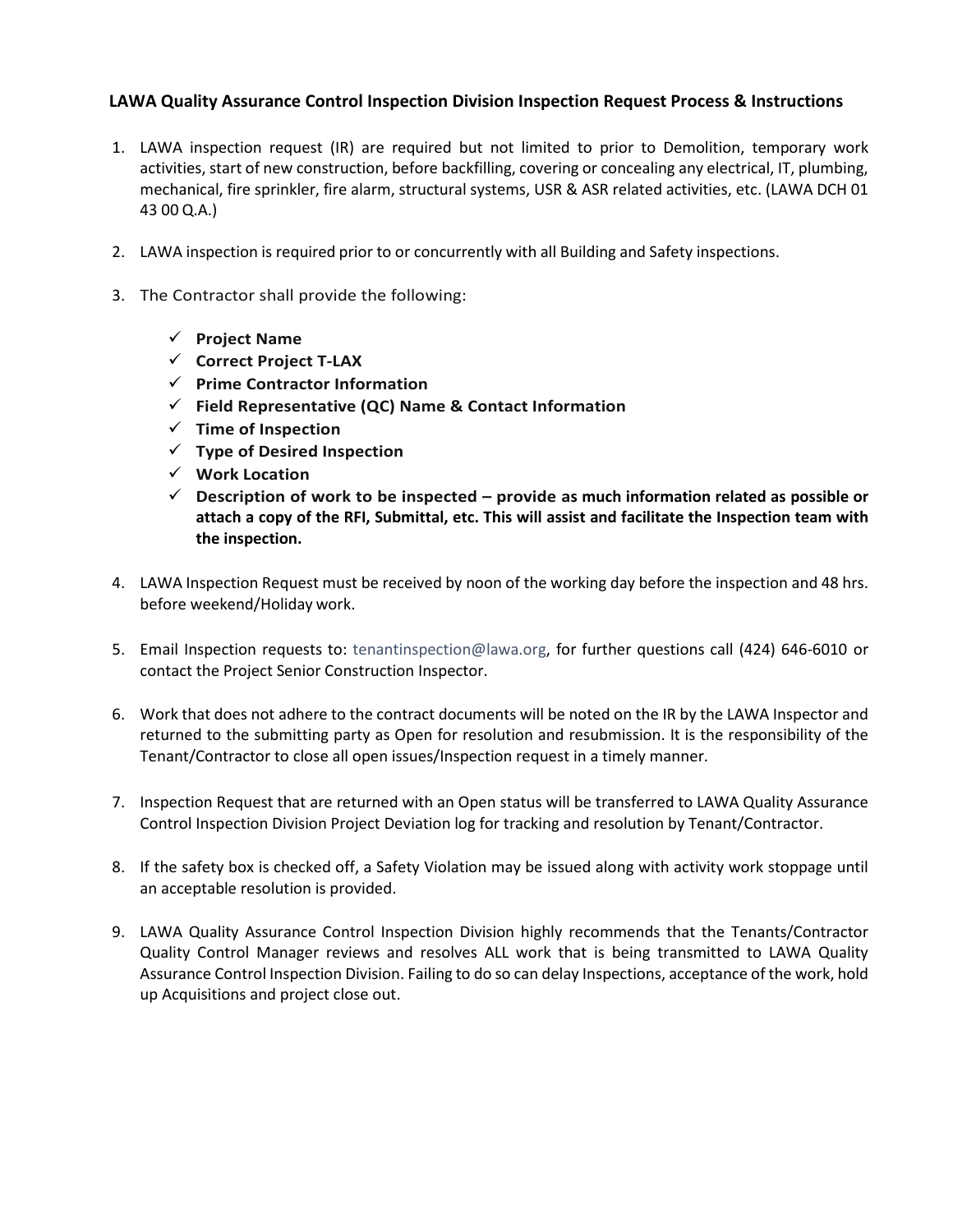**LAWA Quality Assurance Control Inspection Division Inspection Request Process & Instructions**

1. LAWA inspection request (IR) are required but not limited to prior to Demolition, temporary work activities, start of new construction, before backfilling, covering or concealing any electrical, IT, plumbing, mechanical, fire sprinkler, fire alarm, structural systems, USR & ASR related activities, etc. (LAWA DCH 01 43 00 Q.A.)

2. LAWA inspection is required prior to or concurrently with all Building and Safety inspections.

3. The Contractor shall provide the following:

   - ✓ **Project Name**
   - ✓ **Correct Project T-LAX**
   - ✓ **Prime Contractor Information**
   - ✓ **Field Representative (QC) Name & Contact Information**
   - ✓ **Time of Inspection**
   - ✓ **Type of Desired Inspection**
   - ✓ **Work Location**
   - ✓ **Description of work to be inspected – provide as much information related as possible or attach a copy of the RFI, Submittal, etc. This will assist and facilitate the Inspection team with the inspection.**

4. LAWA Inspection Request must be received by noon of the working day before the inspection and 48 hrs. before weekend/Holiday work.

5. Email Inspection requests to: tenantinspection@lawa.org, for further questions call (424) 646-6010 or contact the Project Senior Construction Inspector.

6. Work that does not adhere to the contract documents will be noted on the IR by the LAWA Inspector and returned to the submitting party as Open for resolution and resubmission. It is the responsibility of the Tenant/Contractor to close all open issues/Inspection request in a timely manner.

7. Inspection Request that are returned with an Open status will be transferred to LAWA Quality Assurance Control Inspection Division Project Deviation log for tracking and resolution by Tenant/Contractor.

8. If the safety box is checked off, a Safety Violation may be issued along with activity work stoppage until an acceptable resolution is provided.

9. LAWA Quality Assurance Control Inspection Division highly recommends that the Tenants/Contractor Quality Control Manager reviews and resolves ALL work that is being transmitted to LAWA Quality Assurance Control Inspection Division. Failing to do so can delay Inspections, acceptance of the work, hold up Acquisitions and project close out.